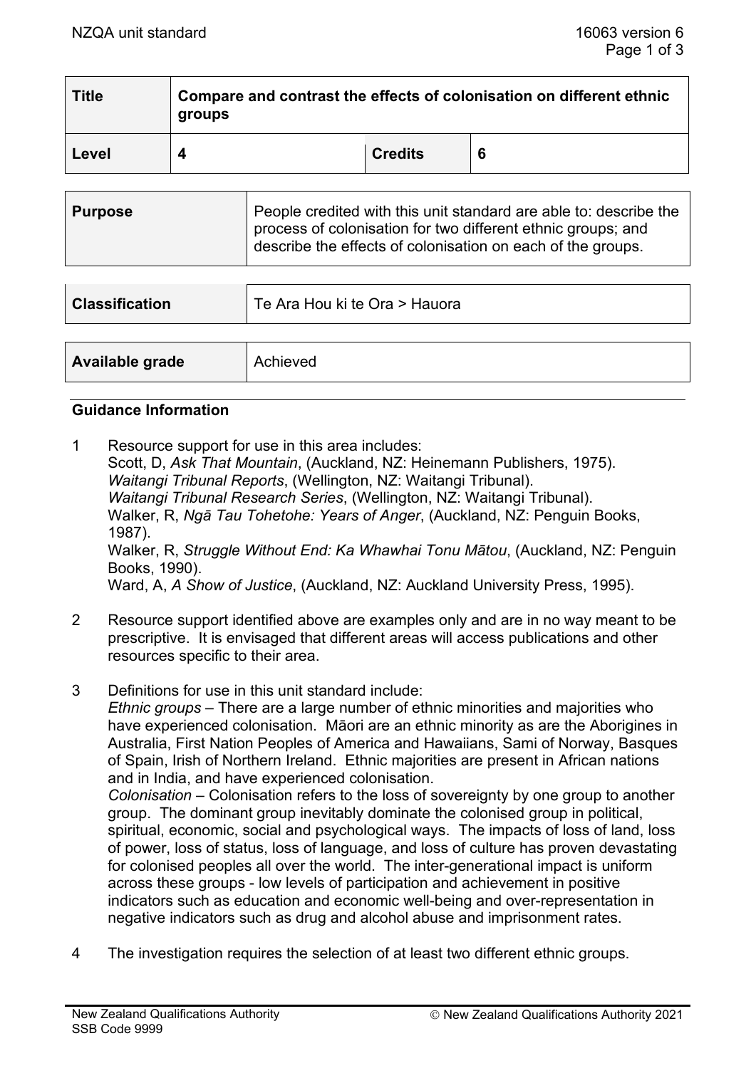| Title | Compare and contrast the effects of colonisation on different ethnic groups | | |
|---|---|---|---|
| Level | 4 | Credits | 6 |

| Purpose | People credited with this unit standard are able to: describe the process of colonisation for two different ethnic groups; and describe the effects of colonisation on each of the groups. |
|---|---|

| Classification | Te Ara Hou ki te Ora > Hauora |
|---|---|

| Available grade | Achieved |
|---|---|

## Guidance Information

1. Resource support for use in this area includes:
   Scott, D, *Ask That Mountain*, (Auckland, NZ: Heinemann Publishers, 1975).
   *Waitangi Tribunal Reports*, (Wellington, NZ: Waitangi Tribunal).
   *Waitangi Tribunal Research Series*, (Wellington, NZ: Waitangi Tribunal).
   Walker, R, *Ngā Tau Tohetohe: Years of Anger*, (Auckland, NZ: Penguin Books, 1987).
   Walker, R, *Struggle Without End: Ka Whawhai Tonu Mātou*, (Auckland, NZ: Penguin Books, 1990).
   Ward, A, *A Show of Justice*, (Auckland, NZ: Auckland University Press, 1995).

2. Resource support identified above are examples only and are in no way meant to be prescriptive. It is envisaged that different areas will access publications and other resources specific to their area.

3. Definitions for use in this unit standard include:
   *Ethnic groups* – There are a large number of ethnic minorities and majorities who have experienced colonisation. Māori are an ethnic minority as are the Aborigines in Australia, First Nation Peoples of America and Hawaiians, Sami of Norway, Basques of Spain, Irish of Northern Ireland. Ethnic majorities are present in African nations and in India, and have experienced colonisation.
   *Colonisation* – Colonisation refers to the loss of sovereignty by one group to another group. The dominant group inevitably dominate the colonised group in political, spiritual, economic, social and psychological ways. The impacts of loss of land, loss of power, loss of status, loss of language, and loss of culture has proven devastating for colonised peoples all over the world. The inter-generational impact is uniform across these groups - low levels of participation and achievement in positive indicators such as education and economic well-being and over-representation in negative indicators such as drug and alcohol abuse and imprisonment rates.

4. The investigation requires the selection of at least two different ethnic groups.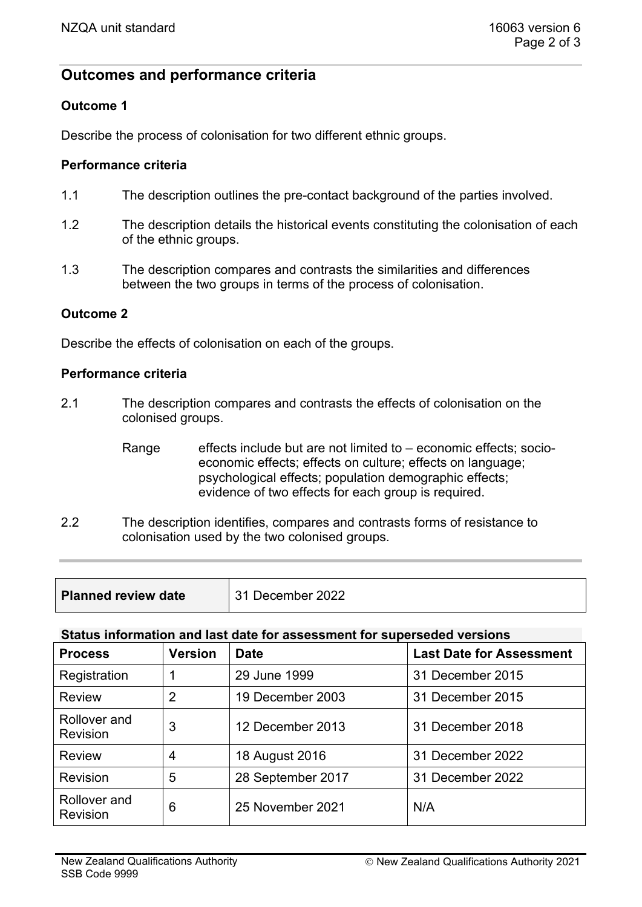## Outcomes and performance criteria

### Outcome 1

Describe the process of colonisation for two different ethnic groups.

#### Performance criteria

1.1 The description outlines the pre-contact background of the parties involved.

1.2 The description details the historical events constituting the colonisation of each of the ethnic groups.

1.3 The description compares and contrasts the similarities and differences between the two groups in terms of the process of colonisation.

### Outcome 2

Describe the effects of colonisation on each of the groups.

#### Performance criteria

2.1 The description compares and contrasts the effects of colonisation on the colonised groups.

Range: effects include but are not limited to – economic effects; socio-economic effects; effects on culture; effects on language; psychological effects; population demographic effects; evidence of two effects for each group is required.

2.2 The description identifies, compares and contrasts forms of resistance to colonisation used by the two colonised groups.

| Planned review date | 31 December 2022 |
| --- | --- |

**Status information and last date for assessment for superseded versions**

| Process | Version | Date | Last Date for Assessment |
| --- | --- | --- | --- |
| Registration | 1 | 29 June 1999 | 31 December 2015 |
| Review | 2 | 19 December 2003 | 31 December 2015 |
| Rollover and Revision | 3 | 12 December 2013 | 31 December 2018 |
| Review | 4 | 18 August 2016 | 31 December 2022 |
| Revision | 5 | 28 September 2017 | 31 December 2022 |
| Rollover and Revision | 6 | 25 November 2021 | N/A |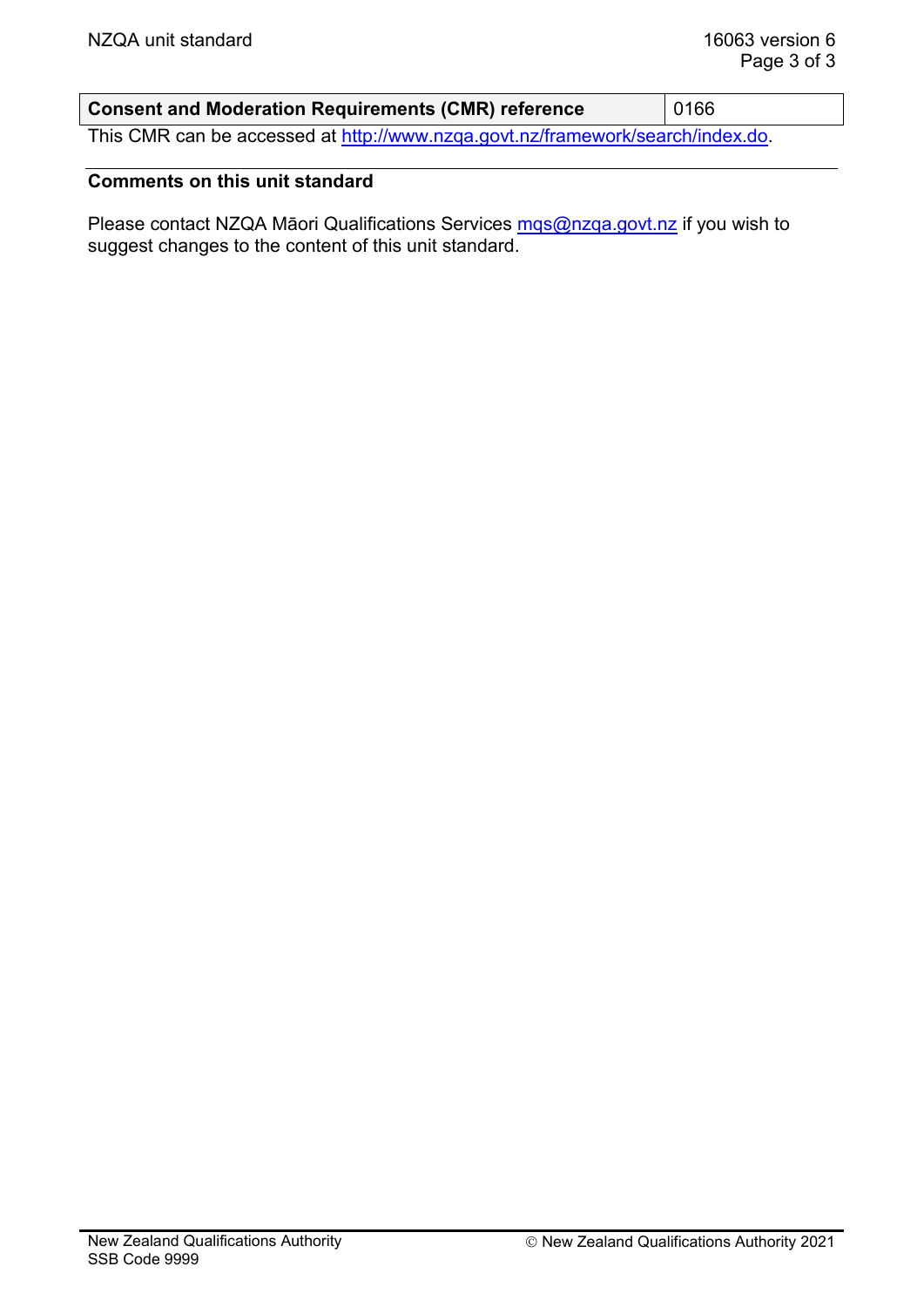| Consent and Moderation Requirements (CMR) reference | 0166 |
|---|---|

This CMR can be accessed at http://www.nzqa.govt.nz/framework/search/index.do.

**Comments on this unit standard**

Please contact NZQA Māori Qualifications Services mqs@nzqa.govt.nz if you wish to suggest changes to the content of this unit standard.